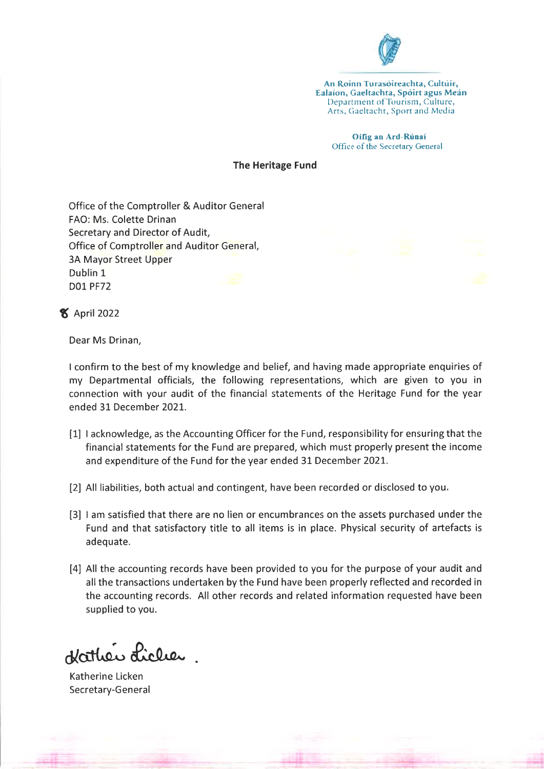An Roinn Turasóireachta, Cultúir, Ealaíon, Gaeltachta, Spóirt agus Meán
Department of Tourism, Culture, Arts, Gaeltacht, Sport and Media

Oifig an Ard-Rúnaí
Office of the Secretary General

**The Heritage Fund**

Office of the Comptroller & Auditor General
FAO: Ms. Colette Drinan
Secretary and Director of Audit,
Office of Comptroller and Auditor General,
3A Mayor Street Upper
Dublin 1
D01 PF72

8 April 2022

Dear Ms Drinan,

I confirm to the best of my knowledge and belief, and having made appropriate enquiries of my Departmental officials, the following representations, which are given to you in connection with your audit of the financial statements of the Heritage Fund for the year ended 31 December 2021.

[1] I acknowledge, as the Accounting Officer for the Fund, responsibility for ensuring that the financial statements for the Fund are prepared, which must properly present the income and expenditure of the Fund for the year ended 31 December 2021.

[2] All liabilities, both actual and contingent, have been recorded or disclosed to you.

[3] I am satisfied that there are no lien or encumbrances on the assets purchased under the Fund and that satisfactory title to all items is in place. Physical security of artefacts is adequate.

[4] All the accounting records have been provided to you for the purpose of your audit and all the transactions undertaken by the Fund have been properly reflected and recorded in the accounting records. All other records and related information requested have been supplied to you.

Katherine Licken
Secretary-General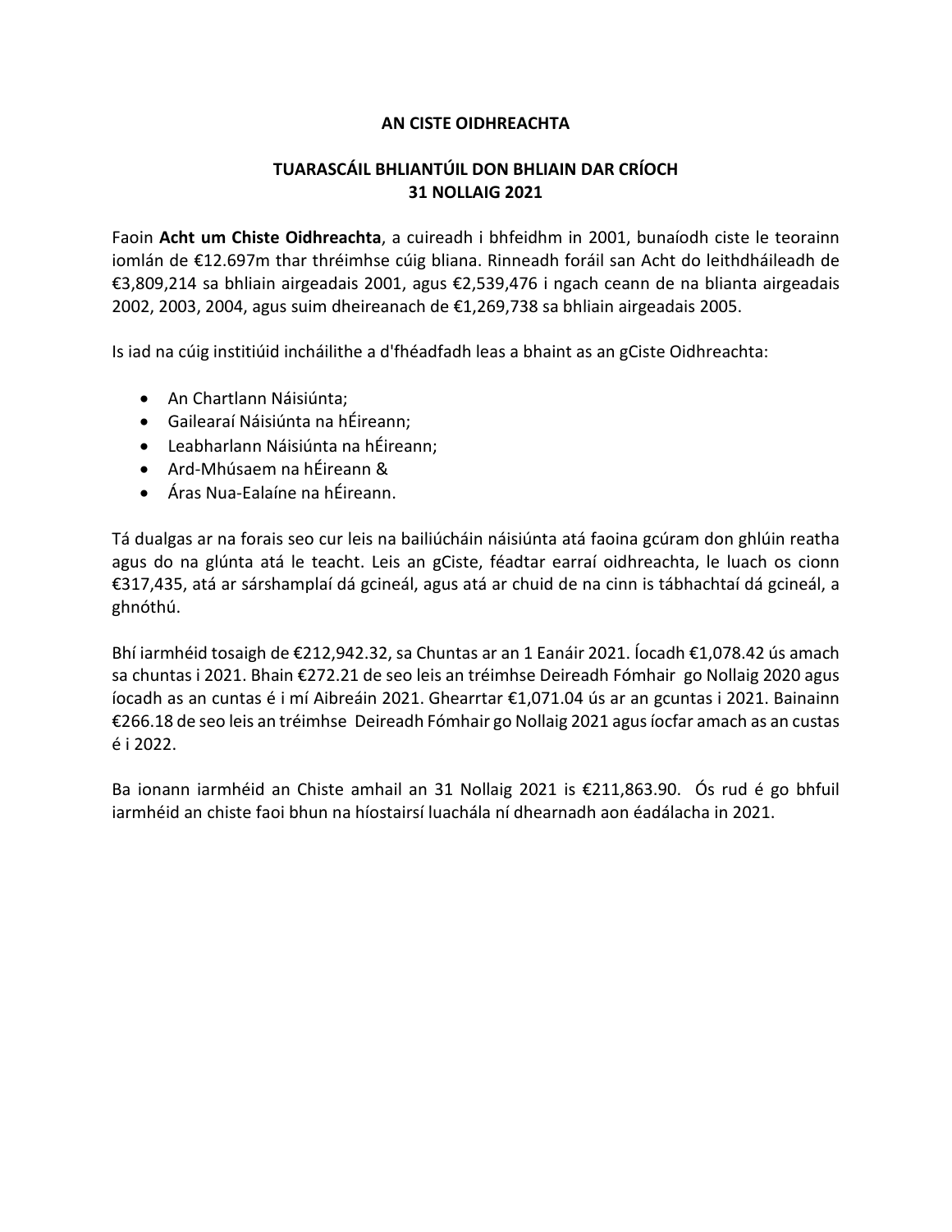# AN CISTE OIDHREACHTA

## TUARASCÁIL BHLIANTÚIL DON BHLIAIN DAR CRÍOCH 31 NOLLAIG 2021

Faoin **Acht um Chiste Oidhreachta**, a cuireadh i bhfeidhm in 2001, bunaíodh ciste le teorainn iomlán de €12.697m thar thréimhse cúig bliana. Rinneadh foráil san Acht do leithdháileadh de €3,809,214 sa bhliain airgeadais 2001, agus €2,539,476 i ngach ceann de na blianta airgeadais 2002, 2003, 2004, agus suim dheireanach de €1,269,738 sa bhliain airgeadais 2005.

Is iad na cúig institiúid incháilithe a d'fhéadfadh leas a bhaint as an gCiste Oidhreachta:

- An Chartlann Náisiúnta;
- Gailearaí Náisiúnta na hÉireann;
- Leabharlann Náisiúnta na hÉireann;
- Ard-Mhúsaem na hÉireann &
- Áras Nua-Ealaíne na hÉireann.

Tá dualgas ar na forais seo cur leis na bailiúcháin náisiúnta atá faoina gcúram don ghlúin reatha agus do na glúnta atá le teacht. Leis an gCiste, féadtar earraí oidhreachta, le luach os cionn €317,435, atá ar sárshamplaí dá gcineál, agus atá ar chuid de na cinn is tábhachtaí dá gcineál, a ghnóthú.

Bhí iarmhéid tosaigh de €212,942.32, sa Chuntas ar an 1 Eanáir 2021. Íocadh €1,078.42 ús amach sa chuntas i 2021. Bhain €272.21 de seo leis an tréimhse Deireadh Fómhair go Nollaig 2020 agus íocadh as an cuntas é i mí Aibreáin 2021. Ghearrtar €1,071.04 ús ar an gcuntas i 2021. Bainainn €266.18 de seo leis an tréimhse Deireadh Fómhair go Nollaig 2021 agus íocfar amach as an custas é i 2022.

Ba ionann iarmhéid an Chiste amhail an 31 Nollaig 2021 is €211,863.90. Ós rud é go bhfuil iarmhéid an chiste faoi bhun na híostairsí luachála ní dhearnadh aon éadálacha in 2021.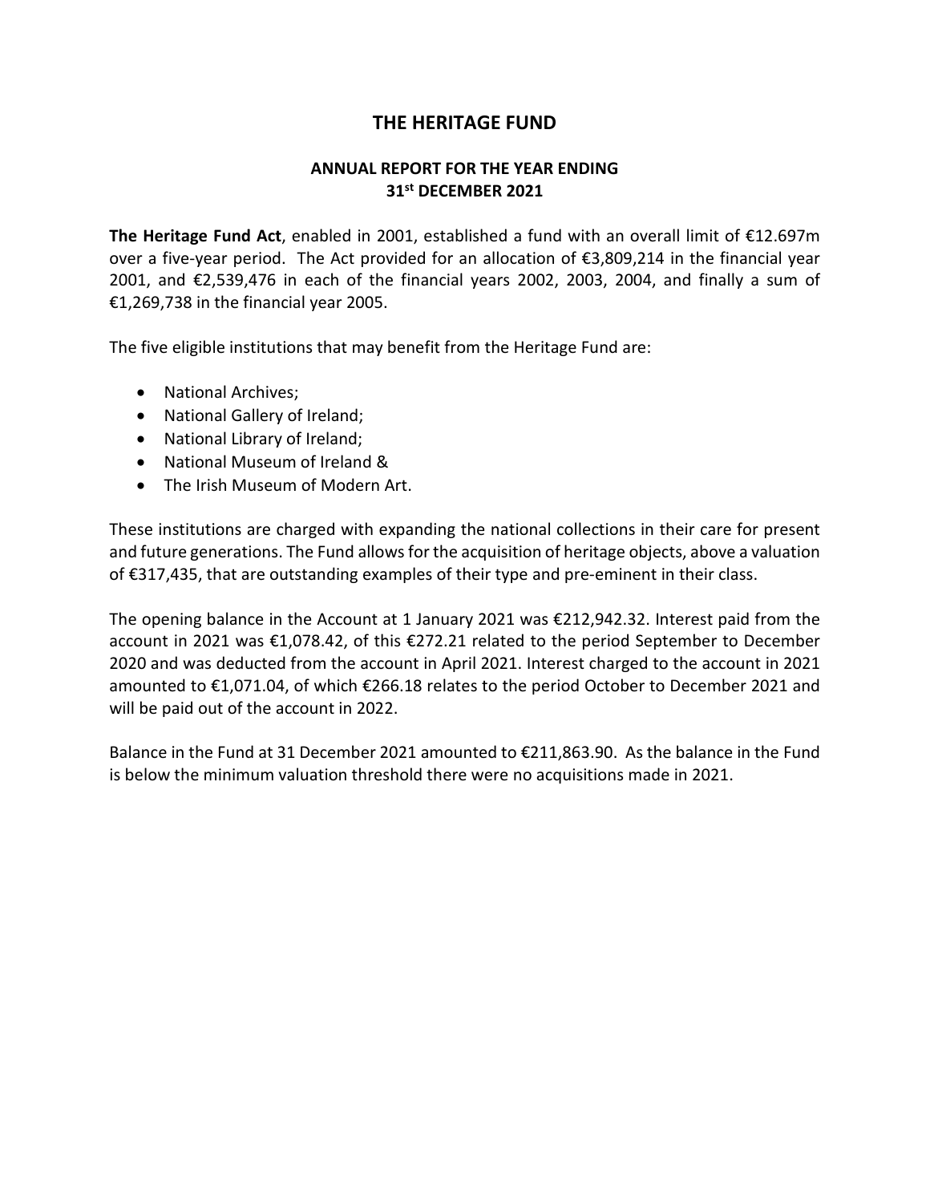# THE HERITAGE FUND

## ANNUAL REPORT FOR THE YEAR ENDING 31st DECEMBER 2021

**The Heritage Fund Act**, enabled in 2001, established a fund with an overall limit of €12.697m over a five-year period. The Act provided for an allocation of €3,809,214 in the financial year 2001, and €2,539,476 in each of the financial years 2002, 2003, 2004, and finally a sum of €1,269,738 in the financial year 2005.

The five eligible institutions that may benefit from the Heritage Fund are:

- National Archives;
- National Gallery of Ireland;
- National Library of Ireland;
- National Museum of Ireland &
- The Irish Museum of Modern Art.

These institutions are charged with expanding the national collections in their care for present and future generations. The Fund allows for the acquisition of heritage objects, above a valuation of €317,435, that are outstanding examples of their type and pre-eminent in their class.

The opening balance in the Account at 1 January 2021 was €212,942.32. Interest paid from the account in 2021 was €1,078.42, of this €272.21 related to the period September to December 2020 and was deducted from the account in April 2021. Interest charged to the account in 2021 amounted to €1,071.04, of which €266.18 relates to the period October to December 2021 and will be paid out of the account in 2022.

Balance in the Fund at 31 December 2021 amounted to €211,863.90. As the balance in the Fund is below the minimum valuation threshold there were no acquisitions made in 2021.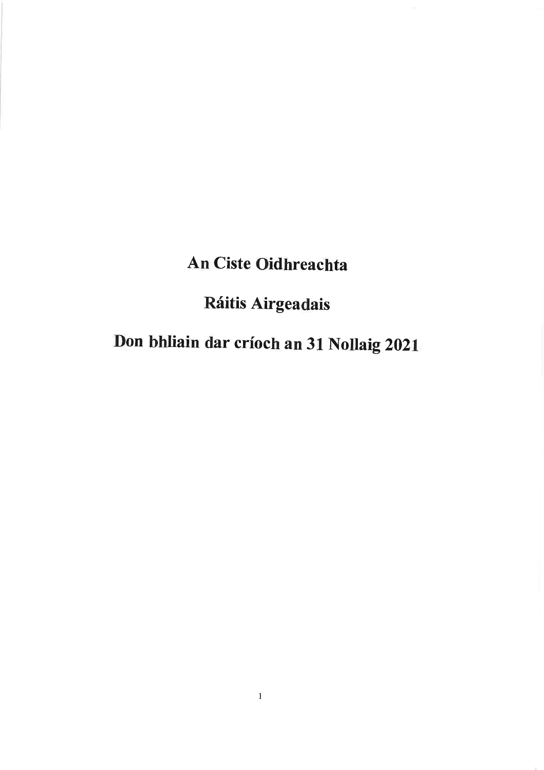# An Ciste Oidhreachta

## Ráitis Airgeadais

## Don bhliain dar críoch an 31 Nollaig 2021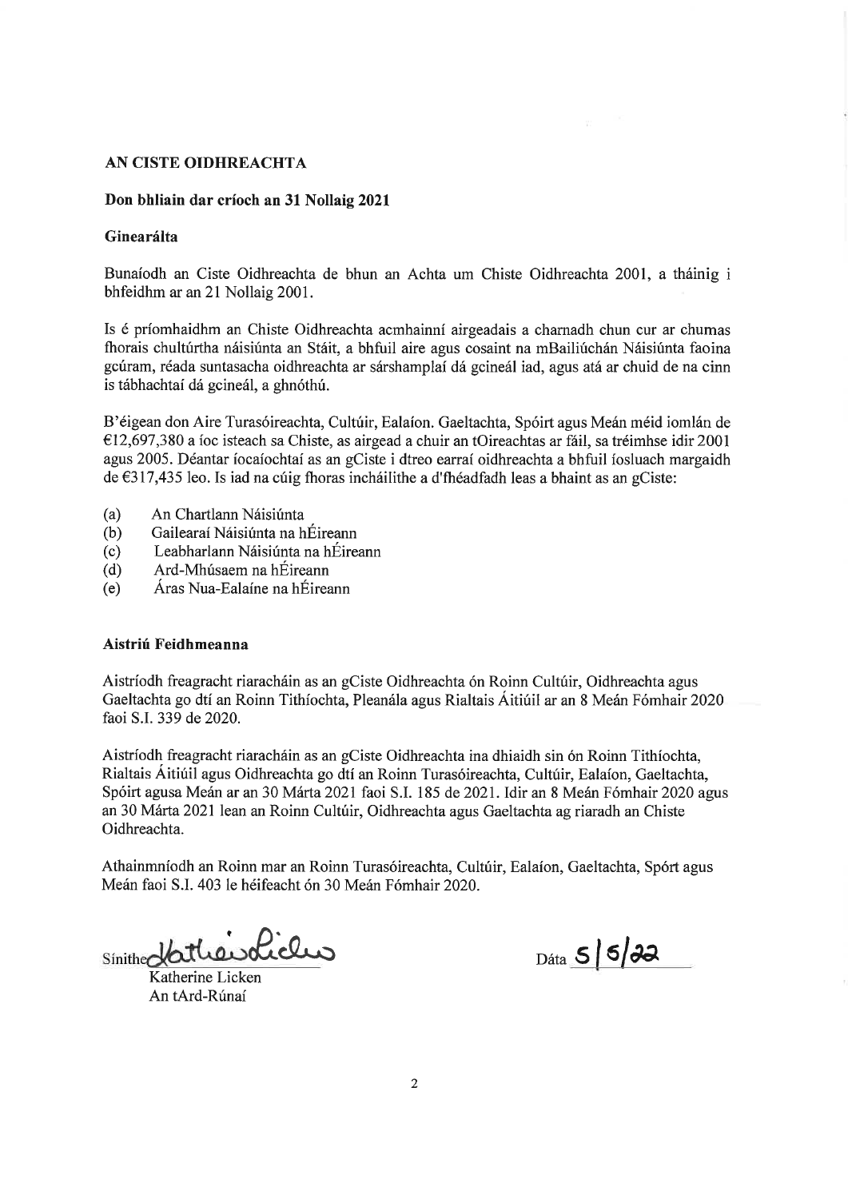**AN CISTE OIDHREACHTA**

**Don bhliain dar críoch an 31 Nollaig 2021**

**Ginearálta**

Bunaíodh an Ciste Oidhreachta de bhun an Achta um Chiste Oidhreachta 2001, a tháinig i bhfeidhm ar an 21 Nollaig 2001.

Is é príomhaidhm an Chiste Oidhreachta acmhainní airgeadais a charnadh chun cur ar chumas fhorais chultúrtha náisiúnta an Stáit, a bhfuil aire agus cosaint na mBailiúchán Náisiúnta faoina gcúram, réada suntasacha oidhreachta ar sárshamplaí dá gcineál iad, agus atá ar chuid de na cinn is tábhachtaí dá gcineál, a ghnóthú.

B'éigean don Aire Turasóireachta, Cultúir, Ealaíon. Gaeltachta, Spóirt agus Meán méid iomlán de €12,697,380 a íoc isteach sa Chiste, as airgead a chuir an tOireachtas ar fáil, sa tréimhse idir 2001 agus 2005. Déantar íocaíochtaí as an gCiste i dtreo earraí oidhreachta a bhfuil íosluach margaidh de €317,435 leo. Is iad na cúig fhoras incháilithe a d'fhéadfadh leas a bhaint as an gCiste:

(a) An Chartlann Náisiúnta
(b) Gailearaí Náisiúnta na hÉireann
(c) Leabharlann Náisiúnta na hÉireann
(d) Ard-Mhúsaem na hÉireann
(e) Áras Nua-Ealaíne na hÉireann

**Aistriú Feidhmeanna**

Aistríodh freagracht riaracháin as an gCiste Oidhreachta ón Roinn Cultúir, Oidhreachta agus Gaeltachta go dtí an Roinn Tithíochta, Pleanála agus Rialtais Áitiúil ar an 8 Meán Fómhair 2020 faoi S.I. 339 de 2020.

Aistríodh freagracht riaracháin as an gCiste Oidhreachta ina dhiaidh sin ón Roinn Tithíochta, Rialtais Áitiúil agus Oidhreachta go dtí an Roinn Turasóireachta, Cultúir, Ealaíon, Gaeltachta, Spóirt agusa Meán ar an 30 Márta 2021 faoi S.I. 185 de 2021. Idir an 8 Meán Fómhair 2020 agus an 30 Márta 2021 lean an Roinn Cultúir, Oidhreachta agus Gaeltachta ag riaradh an Chiste Oidhreachta.

Athainmníodh an Roinn mar an Roinn Turasóireachta, Cultúir, Ealaíon, Gaeltachta, Spórt agus Meán faoi S.I. 403 le héifeacht ón 30 Meán Fómhair 2020.

Sínithe Katherine Licken
Katherine Licken
An tArd-Rúnaí

Dáta 5/5/22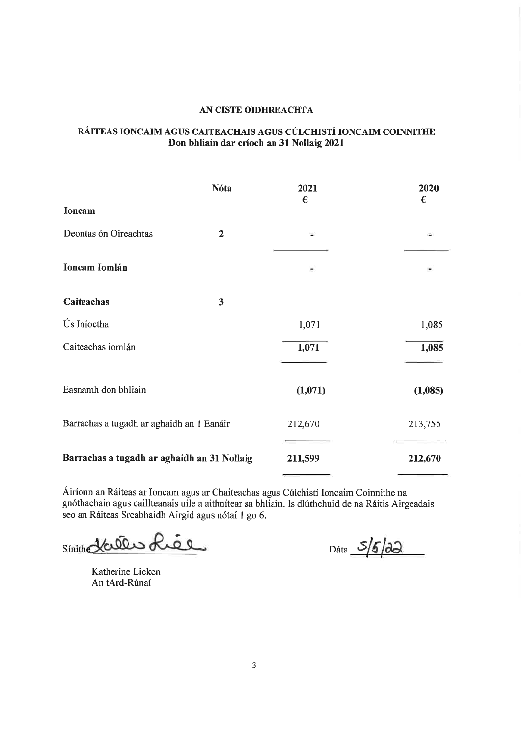**AN CISTE OIDHREACHTA**

**RÁITEAS IONCAIM AGUS CAITEACHAIS AGUS CÚLCHISTÍ IONCAIM COINNITHE**
**Don bhliain dar críoch an 31 Nollaig 2021**

| | Nóta | 2021 € | 2020 € |
|---|---|---|---|
| **Ioncam** | | | |
| Deontas ón Oireachtas | 2 | - | - |
| **Ioncam Iomlán** | | - | - |
| **Caiteachas** | 3 | | |
| Ús Iníoctha | | 1,071 | 1,085 |
| Caiteachas iomlán | | **1,071** | **1,085** |
| Easnamh don bhliain | | **(1,071)** | **(1,085)** |
| Barrachas a tugadh ar aghaidh an 1 Eanáir | | 212,670 | 213,755 |
| **Barrachas a tugadh ar aghaidh an 31 Nollaig** | | **211,599** | **212,670** |

Áiríonn an Ráiteas ar Ioncam agus ar Chaiteachas agus Cúlchistí Ioncaim Coinnithe na gnóthachain agus caillteanais uile a aithnítear sa bhliain. Is dlúthchuid de na Ráitis Airgeadais seo an Ráiteas Sreabhaidh Airgid agus nótaí 1 go 6.

Sínithe ____________

Dáta 5/5/22

Katherine Licken
An tArd-Rúnaí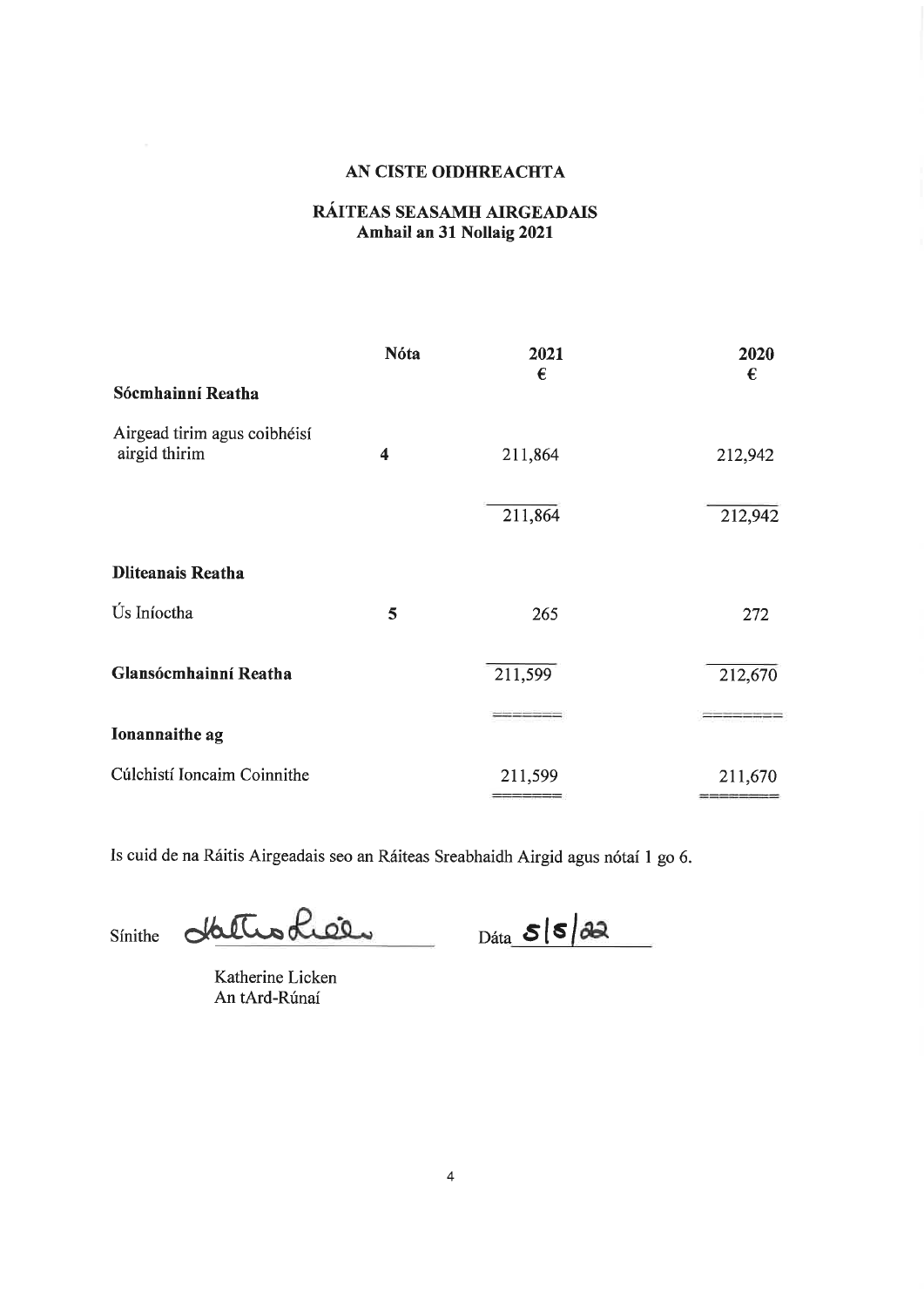**AN CISTE OIDHREACHTA**

**RÁITEAS SEASAMH AIRGEADAIS**
**Amhail an 31 Nollaig 2021**

| | Nóta | 2021 € | 2020 € |
|---|---|---|---|
| **Sócmhainní Reatha** | | | |
| Airgead tirim agus coibhéisí airgid thirim | 4 | 211,864 | 212,942 |
| | | 211,864 | 212,942 |
| **Dliteanais Reatha** | | | |
| Ús Iníoctha | 5 | 265 | 272 |
| **Glansócmhainní Reatha** | | 211,599 | 212,670 |
| **Ionannaithe ag** | | | |
| Cúlchistí Ioncaim Coinnithe | | 211,599 | 211,670 |

Is cuid de na Ráitis Airgeadais seo an Ráiteas Sreabhaidh Airgid agus nótaí 1 go 6.

Sínithe _______________ Dáta 5/5/22

Katherine Licken
An tArd-Rúnaí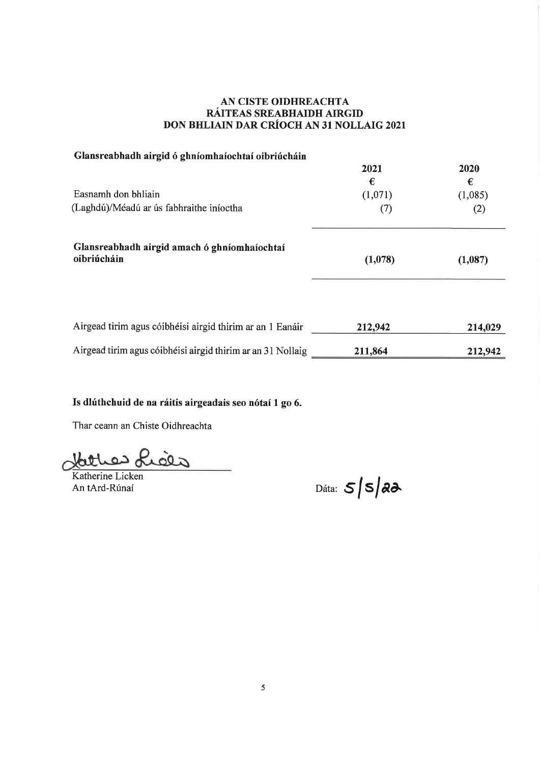# AN CISTE OIDHREACHTA
# RÁITEAS SREABHAIDH AIRGID
# DON BHLIAIN DAR CRÍOCH AN 31 NOLLAIG 2021

| **Glansreabhadh airgid ó ghníomhaíochtaí oibriúcháin** | **2021** | **2020** |
|---|---|---|
| | **€** | **€** |
| Easnamh don bhliain | (1,071) | (1,085) |
| (Laghdú)/Méadú ar ús fabhraithe iníoctha | (7) | (2) |
| **Glansreabhadh airgid amach ó ghníomhaíochtaí oibriúcháin** | **(1,078)** | **(1,087)** |
| Airgead tirim agus cóibhéisí airgid thirim ar an 1 Eanáir | **212,942** | **214,029** |
| Airgead tirim agus cóibhéisí airgid thirim ar an 31 Nollaig | **211,864** | **212,942** |

**Is dlúthchuid de na ráitis airgeadais seo nótaí 1 go 6.**

Thar ceann an Chiste Oidhreachta

Katherine Licken
An tArd-Rúnaí

Dáta: 5/5/22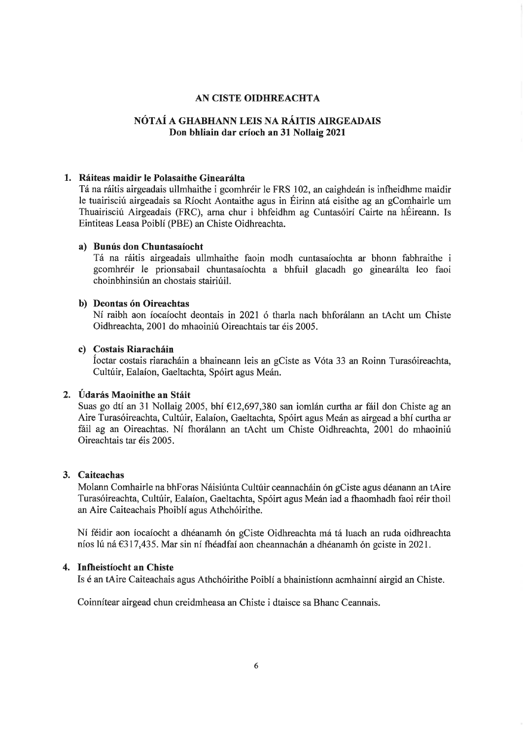# AN CISTE OIDHREACHTA

## NÓTAÍ A GHABHANN LEIS NA RÁITIS AIRGEADAIS
**Don bhliain dar críoch an 31 Nollaig 2021**

### 1. Ráiteas maidir le Polasaithe Ginearálta

Tá na ráitis airgeadais ullmhaithe i gcomhréir le FRS 102, an caighdeán is infheidhme maidir le tuairisciú airgeadais sa Ríocht Aontaithe agus in Éirinn atá eisithe ag an gComhairle um Thuairisciú Airgeadais (FRC), arna chur i bhfeidhm ag Cuntasóirí Cairte na hÉireann. Is Eintiteas Leasa Poiblí (PBE) an Chiste Oidhreachta.

#### a) Bunús don Chuntasaíocht

Tá na ráitis airgeadais ullmhaithe faoin modh cuntasaíochta ar bhonn fabhraithe i gcomhréir le prionsabail chuntasaíochta a bhfuil glacadh go ginearálta leo faoi choinbhinsiún an chostais stairiúil.

#### b) Deontas ón Oireachtas

Ní raibh aon íocaíocht deontais in 2021 ó tharla nach bhforálann an tAcht um Chiste Oidhreachta, 2001 do mhaoiniú Oireachtais tar éis 2005.

#### c) Costais Riaracháin

Íoctar costais riaracháin a bhaineann leis an gCiste as Vóta 33 an Roinn Turasóireachta, Cultúir, Ealaíon, Gaeltachta, Spóirt agus Meán.

### 2. Údarás Maoinithe an Stáit

Suas go dtí an 31 Nollaig 2005, bhí €12,697,380 san iomlán curtha ar fáil don Chiste ag an Aire Turasóireachta, Cultúir, Ealaíon, Gaeltachta, Spóirt agus Meán as airgead a bhí curtha ar fáil ag an Oireachtas. Ní fhorálann an tAcht um Chiste Oidhreachta, 2001 do mhaoiniú Oireachtais tar éis 2005.

### 3. Caiteachas

Molann Comhairle na bhForas Náisiúnta Cultúir ceannacháin ón gCiste agus déanann an tAire Turasóireachta, Cultúir, Ealaíon, Gaeltachta, Spóirt agus Meán iad a fhaomhadh faoi réir thoil an Aire Caiteachais Phoiblí agus Athchóirithe.

Ní féidir aon íocaíocht a dhéanamh ón gCiste Oidhreachta má tá luach an ruda oidhreachta níos lú ná €317,435. Mar sin ní fhéadfaí aon cheannachán a dhéanamh ón gciste in 2021.

### 4. Infheistíocht an Chiste

Is é an tAire Caiteachais agus Athchóirithe Poiblí a bhainistíonn acmhainní airgid an Chiste.

Coinnítear airgead chun creidmheasa an Chiste i dtaisce sa Bhanc Ceannais.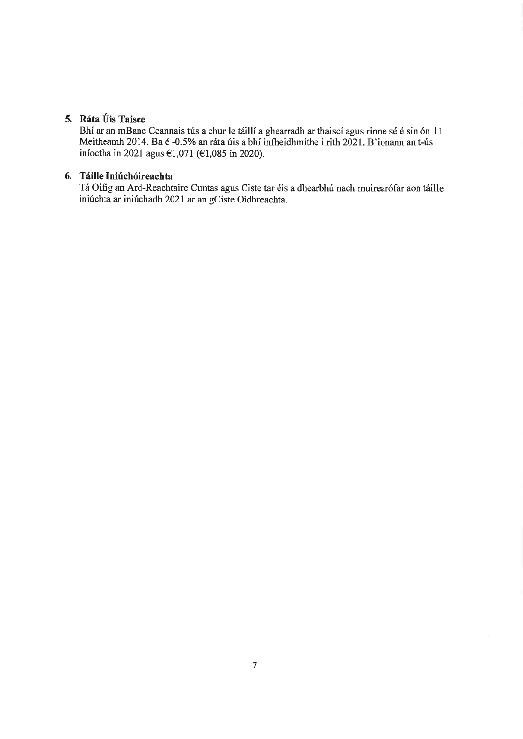### 5. Ráta Úis Taisce

Bhí ar an mBanc Ceannais tús a chur le táillí a ghearradh ar thaiscí agus rinne sé é sin ón 11 Meitheamh 2014. Ba é -0.5% an ráta úis a bhí infheidhmithe i rith 2021. B'ionann an t-ús iníoctha in 2021 agus €1,071 (€1,085 in 2020).

### 6. Táille Iniúchóireachta

Tá Oifig an Ard-Reachtaire Cuntas agus Ciste tar éis a dhearbhú nach muirearófar aon táille iniúchta ar iniúchadh 2021 ar an gCiste Oidhreachta.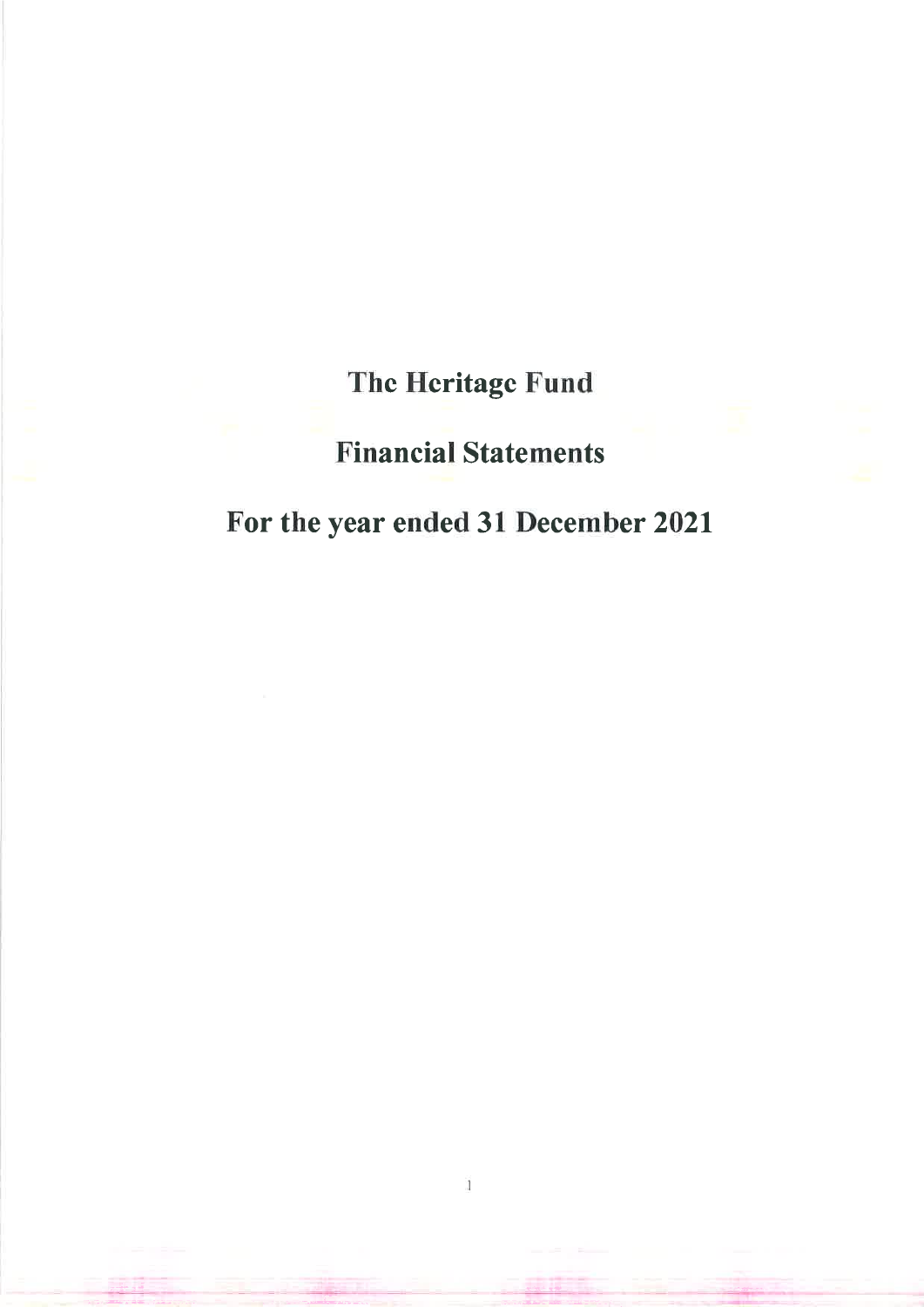# The Heritage Fund

# Financial Statements

# For the year ended 31 December 2021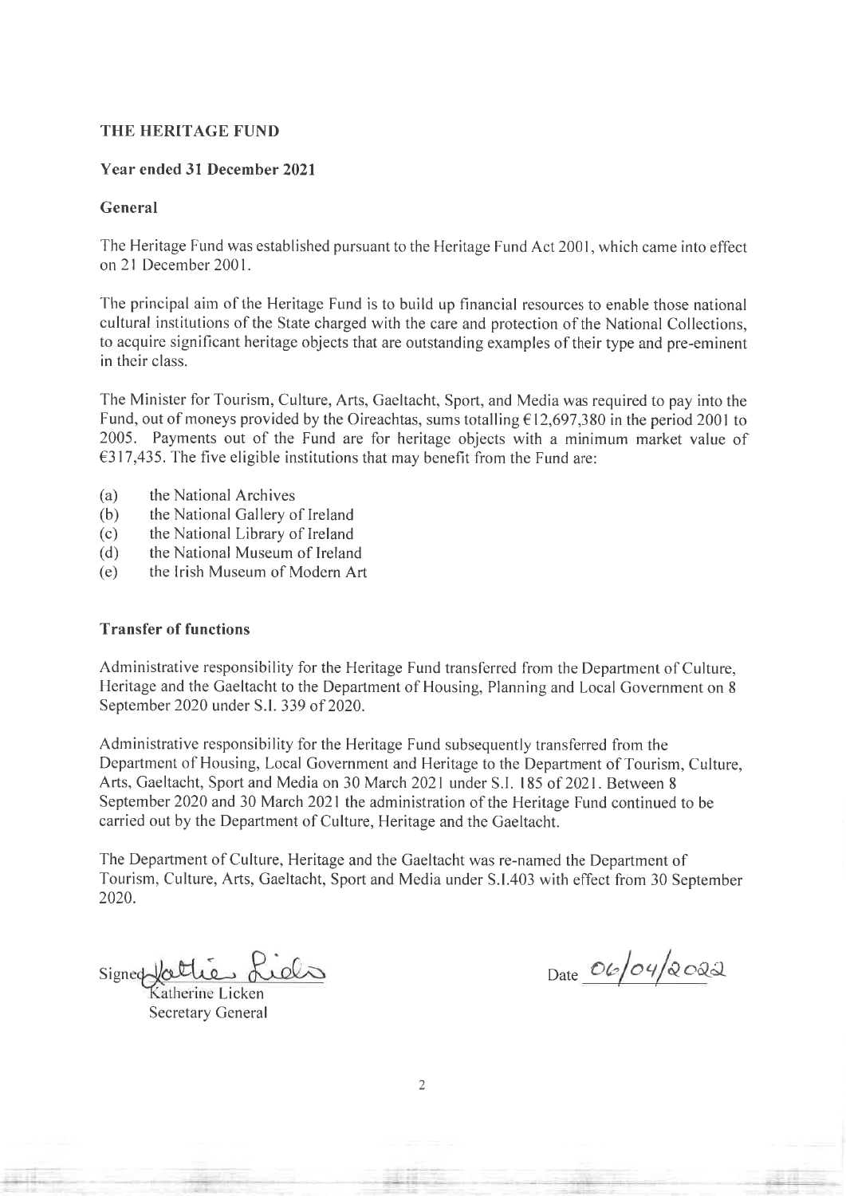**THE HERITAGE FUND**

**Year ended 31 December 2021**

**General**

The Heritage Fund was established pursuant to the Heritage Fund Act 2001, which came into effect on 21 December 2001.

The principal aim of the Heritage Fund is to build up financial resources to enable those national cultural institutions of the State charged with the care and protection of the National Collections, to acquire significant heritage objects that are outstanding examples of their type and pre-eminent in their class.

The Minister for Tourism, Culture, Arts, Gaeltacht, Sport, and Media was required to pay into the Fund, out of moneys provided by the Oireachtas, sums totalling €12,697,380 in the period 2001 to 2005. Payments out of the Fund are for heritage objects with a minimum market value of €317,435. The five eligible institutions that may benefit from the Fund are:

(a) the National Archives
(b) the National Gallery of Ireland
(c) the National Library of Ireland
(d) the National Museum of Ireland
(e) the Irish Museum of Modern Art

**Transfer of functions**

Administrative responsibility for the Heritage Fund transferred from the Department of Culture, Heritage and the Gaeltacht to the Department of Housing, Planning and Local Government on 8 September 2020 under S.I. 339 of 2020.

Administrative responsibility for the Heritage Fund subsequently transferred from the Department of Housing, Local Government and Heritage to the Department of Tourism, Culture, Arts, Gaeltacht, Sport and Media on 30 March 2021 under S.I. 185 of 2021. Between 8 September 2020 and 30 March 2021 the administration of the Heritage Fund continued to be carried out by the Department of Culture, Heritage and the Gaeltacht.

The Department of Culture, Heritage and the Gaeltacht was re-named the Department of Tourism, Culture, Arts, Gaeltacht, Sport and Media under S.I.403 with effect from 30 September 2020.

Signed Katherine Licken
Katherine Licken
Secretary General

Date 06/04/2022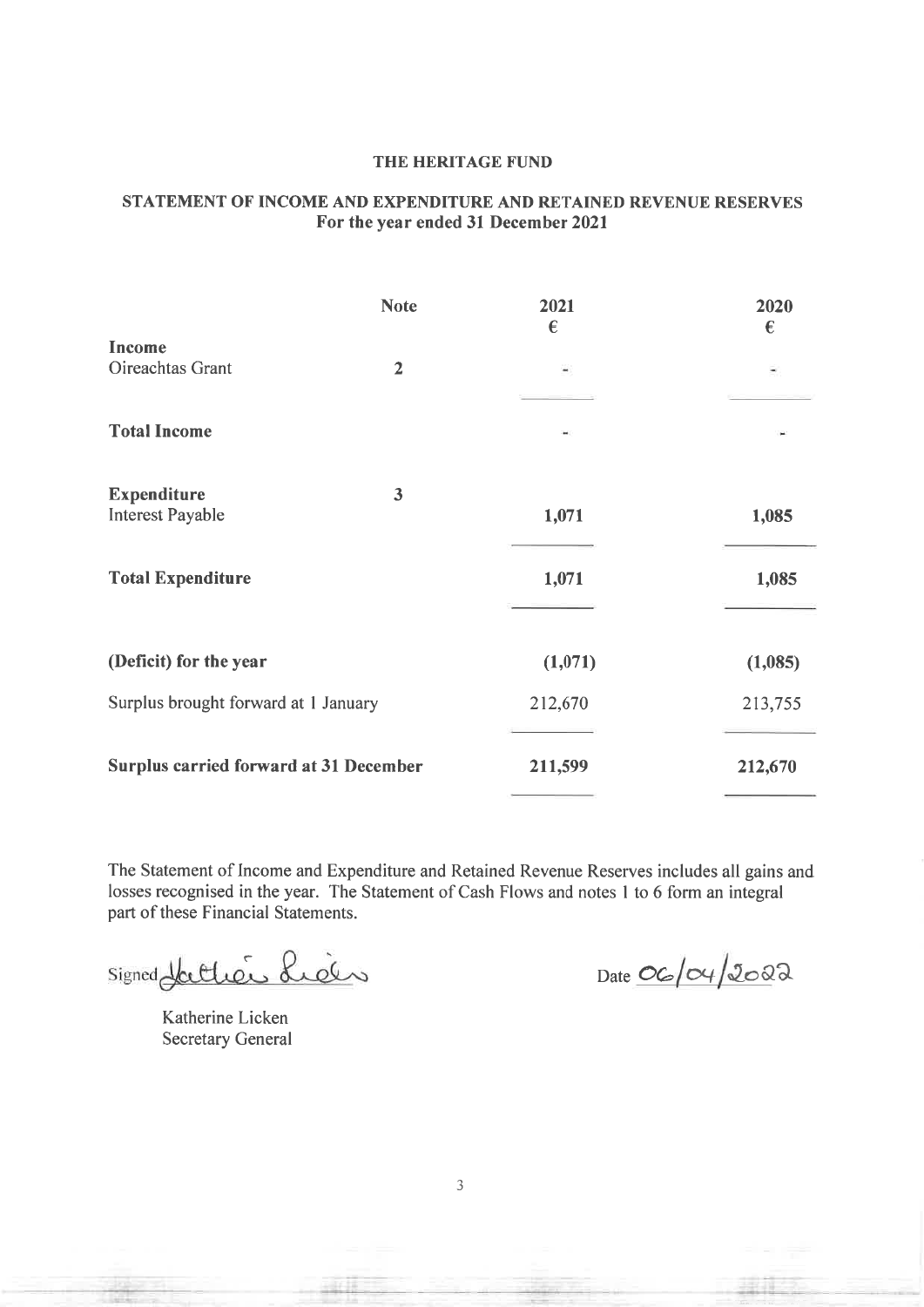**THE HERITAGE FUND**

**STATEMENT OF INCOME AND EXPENDITURE AND RETAINED REVENUE RESERVES**
**For the year ended 31 December 2021**

| | Note | 2021 € | 2020 € |
|---|---|---|---|
| **Income** | | | |
| Oireachtas Grant | 2 | - | - |
| **Total Income** | | - | - |
| **Expenditure** | 3 | | |
| Interest Payable | | **1,071** | **1,085** |
| **Total Expenditure** | | **1,071** | **1,085** |
| **(Deficit) for the year** | | **(1,071)** | **(1,085)** |
| Surplus brought forward at 1 January | | 212,670 | 213,755 |
| **Surplus carried forward at 31 December** | | **211,599** | **212,670** |

The Statement of Income and Expenditure and Retained Revenue Reserves includes all gains and losses recognised in the year. The Statement of Cash Flows and notes 1 to 6 form an integral part of these Financial Statements.

Signed Katherine Licken

Katherine Licken
Secretary General

Date 06/04/2022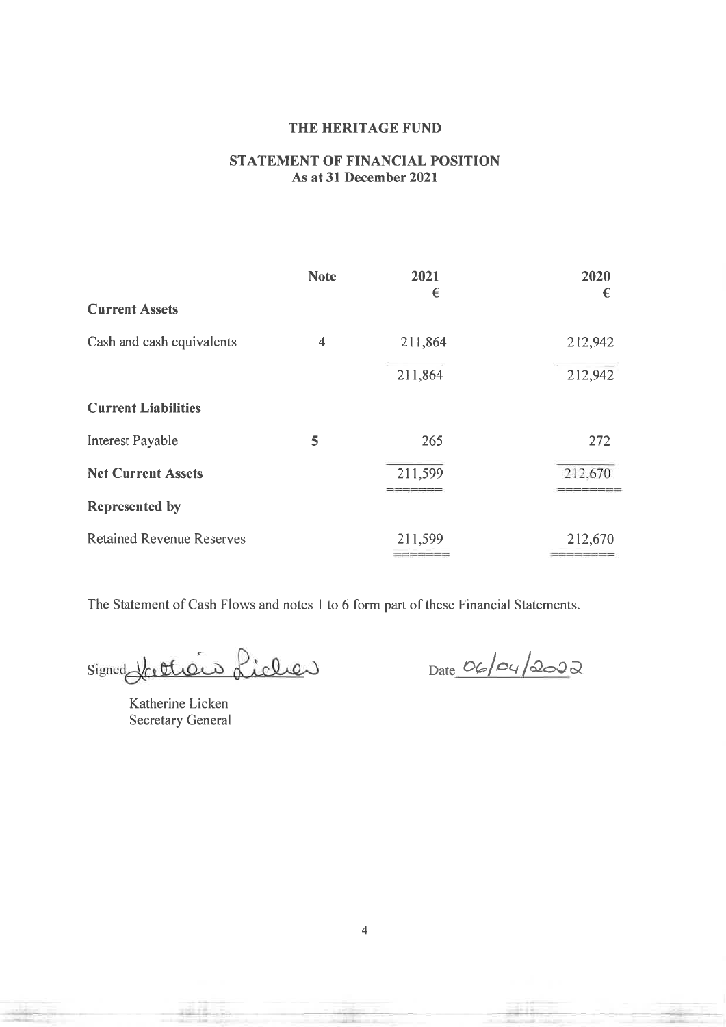# THE HERITAGE FUND

## STATEMENT OF FINANCIAL POSITION
### As at 31 December 2021

| | Note | 2021 € | 2020 € |
|---|---|---|---|
| **Current Assets** | | | |
| Cash and cash equivalents | 4 | 211,864 | 212,942 |
| | | 211,864 | 212,942 |
| **Current Liabilities** | | | |
| Interest Payable | 5 | 265 | 272 |
| **Net Current Assets** | | 211,599 | 212,670 |
| **Represented by** | | | |
| Retained Revenue Reserves | | 211,599 | 212,670 |

The Statement of Cash Flows and notes 1 to 6 form part of these Financial Statements.

Signed Katherine Licken

Date 06/04/2022

Katherine Licken
Secretary General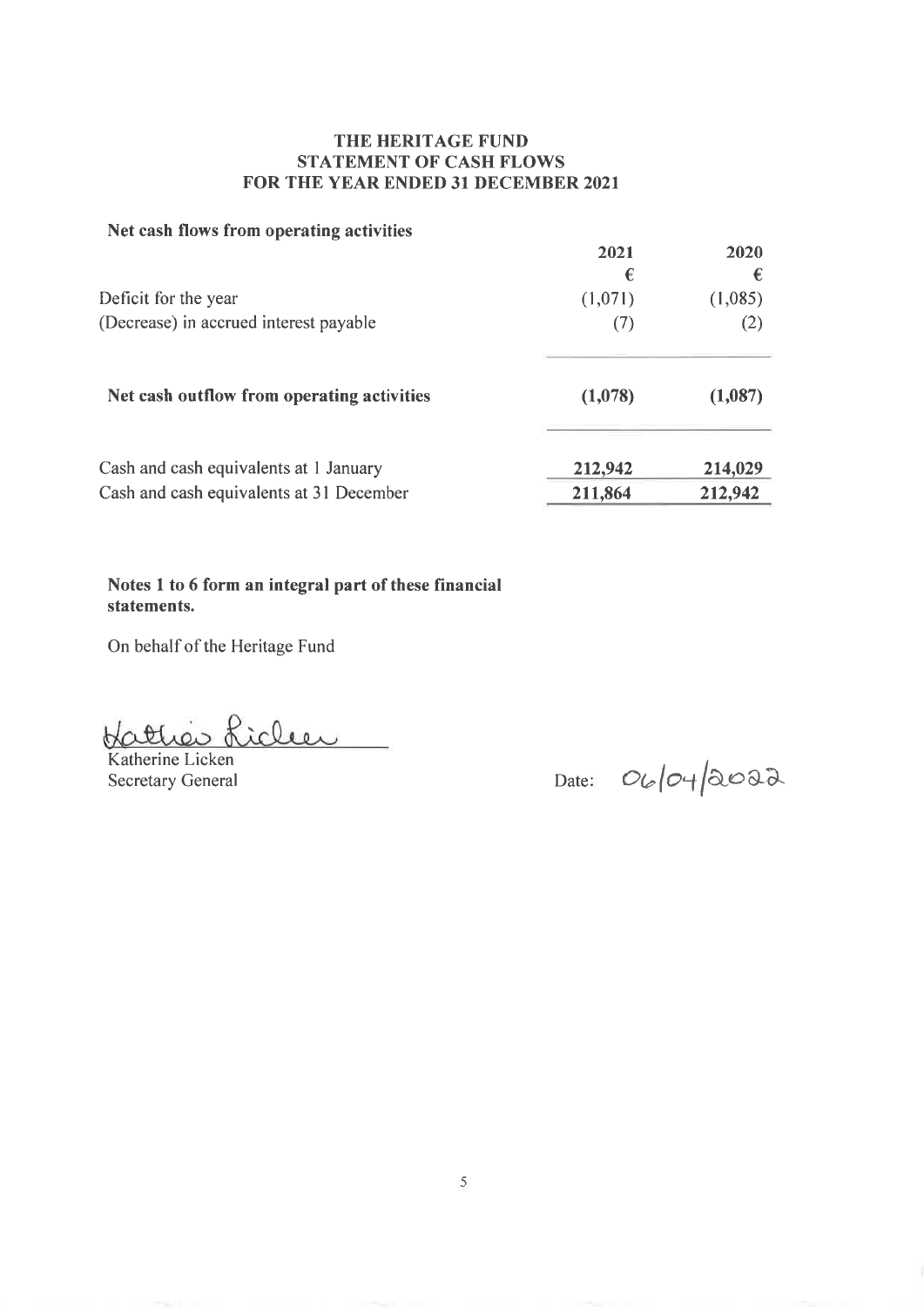# THE HERITAGE FUND
## STATEMENT OF CASH FLOWS
## FOR THE YEAR ENDED 31 DECEMBER 2021

**Net cash flows from operating activities**

| | 2021 | 2020 |
|---|---|---|
| | € | € |
| Deficit for the year | (1,071) | (1,085) |
| (Decrease) in accrued interest payable | (7) | (2) |
| **Net cash outflow from operating activities** | **(1,078)** | **(1,087)** |
| Cash and cash equivalents at 1 January | **212,942** | **214,029** |
| Cash and cash equivalents at 31 December | **211,864** | **212,942** |

**Notes 1 to 6 form an integral part of these financial statements.**

On behalf of the Heritage Fund

Katherine Licken
Secretary General

Date: 06/04/2022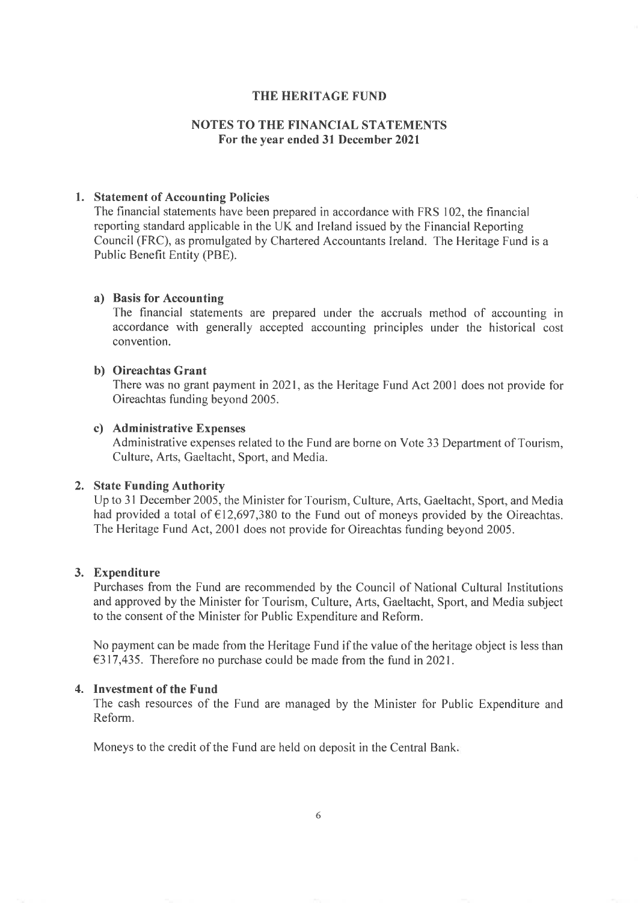# THE HERITAGE FUND

## NOTES TO THE FINANCIAL STATEMENTS
### For the year ended 31 December 2021

**1. Statement of Accounting Policies**

The financial statements have been prepared in accordance with FRS 102, the financial reporting standard applicable in the UK and Ireland issued by the Financial Reporting Council (FRC), as promulgated by Chartered Accountants Ireland. The Heritage Fund is a Public Benefit Entity (PBE).

**a) Basis for Accounting**

The financial statements are prepared under the accruals method of accounting in accordance with generally accepted accounting principles under the historical cost convention.

**b) Oireachtas Grant**

There was no grant payment in 2021, as the Heritage Fund Act 2001 does not provide for Oireachtas funding beyond 2005.

**c) Administrative Expenses**

Administrative expenses related to the Fund are borne on Vote 33 Department of Tourism, Culture, Arts, Gaeltacht, Sport, and Media.

**2. State Funding Authority**

Up to 31 December 2005, the Minister for Tourism, Culture, Arts, Gaeltacht, Sport, and Media had provided a total of €12,697,380 to the Fund out of moneys provided by the Oireachtas. The Heritage Fund Act, 2001 does not provide for Oireachtas funding beyond 2005.

**3. Expenditure**

Purchases from the Fund are recommended by the Council of National Cultural Institutions and approved by the Minister for Tourism, Culture, Arts, Gaeltacht, Sport, and Media subject to the consent of the Minister for Public Expenditure and Reform.

No payment can be made from the Heritage Fund if the value of the heritage object is less than €317,435. Therefore no purchase could be made from the fund in 2021.

**4. Investment of the Fund**

The cash resources of the Fund are managed by the Minister for Public Expenditure and Reform.

Moneys to the credit of the Fund are held on deposit in the Central Bank.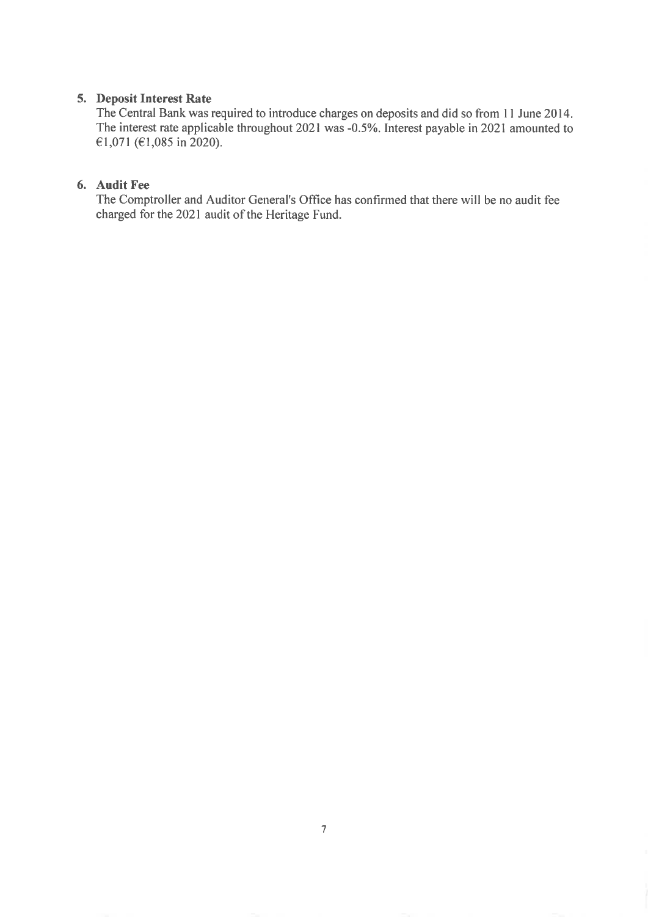## 5. Deposit Interest Rate

The Central Bank was required to introduce charges on deposits and did so from 11 June 2014. The interest rate applicable throughout 2021 was -0.5%. Interest payable in 2021 amounted to €1,071 (€1,085 in 2020).

## 6. Audit Fee

The Comptroller and Auditor General's Office has confirmed that there will be no audit fee charged for the 2021 audit of the Heritage Fund.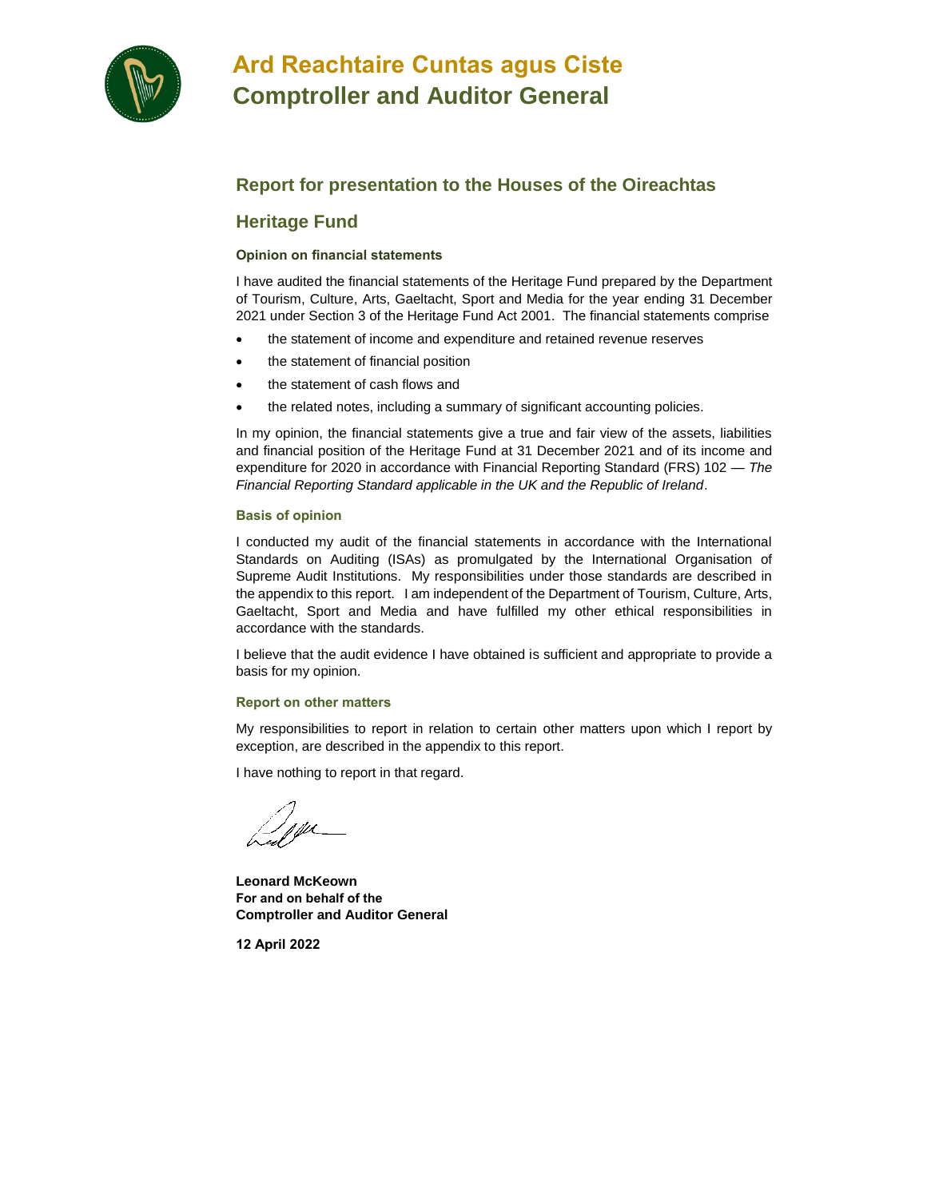# Ard Reachtaire Cuntas agus Ciste
# Comptroller and Auditor General

## Report for presentation to the Houses of the Oireachtas

## Heritage Fund

**Opinion on financial statements**

I have audited the financial statements of the Heritage Fund prepared by the Department of Tourism, Culture, Arts, Gaeltacht, Sport and Media for the year ending 31 December 2021 under Section 3 of the Heritage Fund Act 2001. The financial statements comprise

- the statement of income and expenditure and retained revenue reserves
- the statement of financial position
- the statement of cash flows and
- the related notes, including a summary of significant accounting policies.

In my opinion, the financial statements give a true and fair view of the assets, liabilities and financial position of the Heritage Fund at 31 December 2021 and of its income and expenditure for 2020 in accordance with Financial Reporting Standard (FRS) 102 — *The Financial Reporting Standard applicable in the UK and the Republic of Ireland*.

**Basis of opinion**

I conducted my audit of the financial statements in accordance with the International Standards on Auditing (ISAs) as promulgated by the International Organisation of Supreme Audit Institutions. My responsibilities under those standards are described in the appendix to this report. I am independent of the Department of Tourism, Culture, Arts, Gaeltacht, Sport and Media and have fulfilled my other ethical responsibilities in accordance with the standards.

I believe that the audit evidence I have obtained is sufficient and appropriate to provide a basis for my opinion.

**Report on other matters**

My responsibilities to report in relation to certain other matters upon which I report by exception, are described in the appendix to this report.

I have nothing to report in that regard.

**Leonard McKeown**
**For and on behalf of the**
**Comptroller and Auditor General**

**12 April 2022**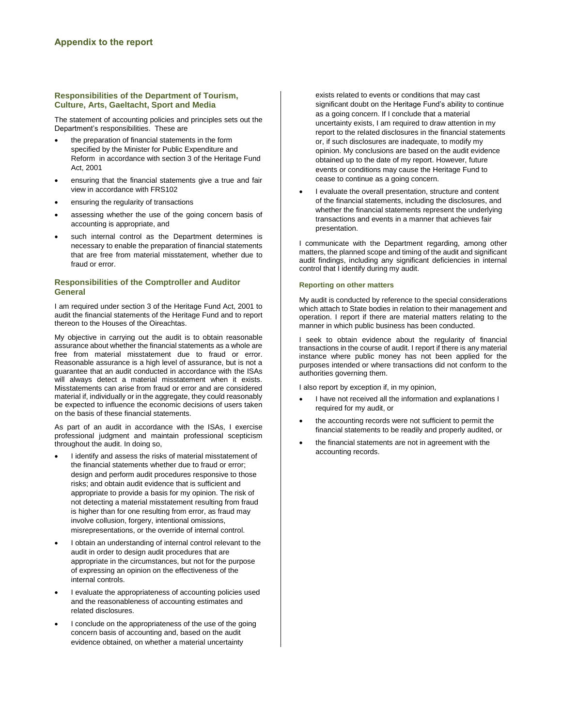## Appendix to the report

### Responsibilities of the Department of Tourism, Culture, Arts, Gaeltacht, Sport and Media

The statement of accounting policies and principles sets out the Department's responsibilities. These are

- the preparation of financial statements in the form specified by the Minister for Public Expenditure and Reform in accordance with section 3 of the Heritage Fund Act, 2001
- ensuring that the financial statements give a true and fair view in accordance with FRS102
- ensuring the regularity of transactions
- assessing whether the use of the going concern basis of accounting is appropriate, and
- such internal control as the Department determines is necessary to enable the preparation of financial statements that are free from material misstatement, whether due to fraud or error.

### Responsibilities of the Comptroller and Auditor General

I am required under section 3 of the Heritage Fund Act, 2001 to audit the financial statements of the Heritage Fund and to report thereon to the Houses of the Oireachtas.

My objective in carrying out the audit is to obtain reasonable assurance about whether the financial statements as a whole are free from material misstatement due to fraud or error. Reasonable assurance is a high level of assurance, but is not a guarantee that an audit conducted in accordance with the ISAs will always detect a material misstatement when it exists. Misstatements can arise from fraud or error and are considered material if, individually or in the aggregate, they could reasonably be expected to influence the economic decisions of users taken on the basis of these financial statements.

As part of an audit in accordance with the ISAs, I exercise professional judgment and maintain professional scepticism throughout the audit. In doing so,

- I identify and assess the risks of material misstatement of the financial statements whether due to fraud or error; design and perform audit procedures responsive to those risks; and obtain audit evidence that is sufficient and appropriate to provide a basis for my opinion. The risk of not detecting a material misstatement resulting from fraud is higher than for one resulting from error, as fraud may involve collusion, forgery, intentional omissions, misrepresentations, or the override of internal control.
- I obtain an understanding of internal control relevant to the audit in order to design audit procedures that are appropriate in the circumstances, but not for the purpose of expressing an opinion on the effectiveness of the internal controls.
- I evaluate the appropriateness of accounting policies used and the reasonableness of accounting estimates and related disclosures.
- I conclude on the appropriateness of the use of the going concern basis of accounting and, based on the audit evidence obtained, on whether a material uncertainty exists related to events or conditions that may cast significant doubt on the Heritage Fund's ability to continue as a going concern. If I conclude that a material uncertainty exists, I am required to draw attention in my report to the related disclosures in the financial statements or, if such disclosures are inadequate, to modify my opinion. My conclusions are based on the audit evidence obtained up to the date of my report. However, future events or conditions may cause the Heritage Fund to cease to continue as a going concern.
- I evaluate the overall presentation, structure and content of the financial statements, including the disclosures, and whether the financial statements represent the underlying transactions and events in a manner that achieves fair presentation.

I communicate with the Department regarding, among other matters, the planned scope and timing of the audit and significant audit findings, including any significant deficiencies in internal control that I identify during my audit.

#### Reporting on other matters

My audit is conducted by reference to the special considerations which attach to State bodies in relation to their management and operation. I report if there are material matters relating to the manner in which public business has been conducted.

I seek to obtain evidence about the regularity of financial transactions in the course of audit. I report if there is any material instance where public money has not been applied for the purposes intended or where transactions did not conform to the authorities governing them.

I also report by exception if, in my opinion,

- I have not received all the information and explanations I required for my audit, or
- the accounting records were not sufficient to permit the financial statements to be readily and properly audited, or
- the financial statements are not in agreement with the accounting records.